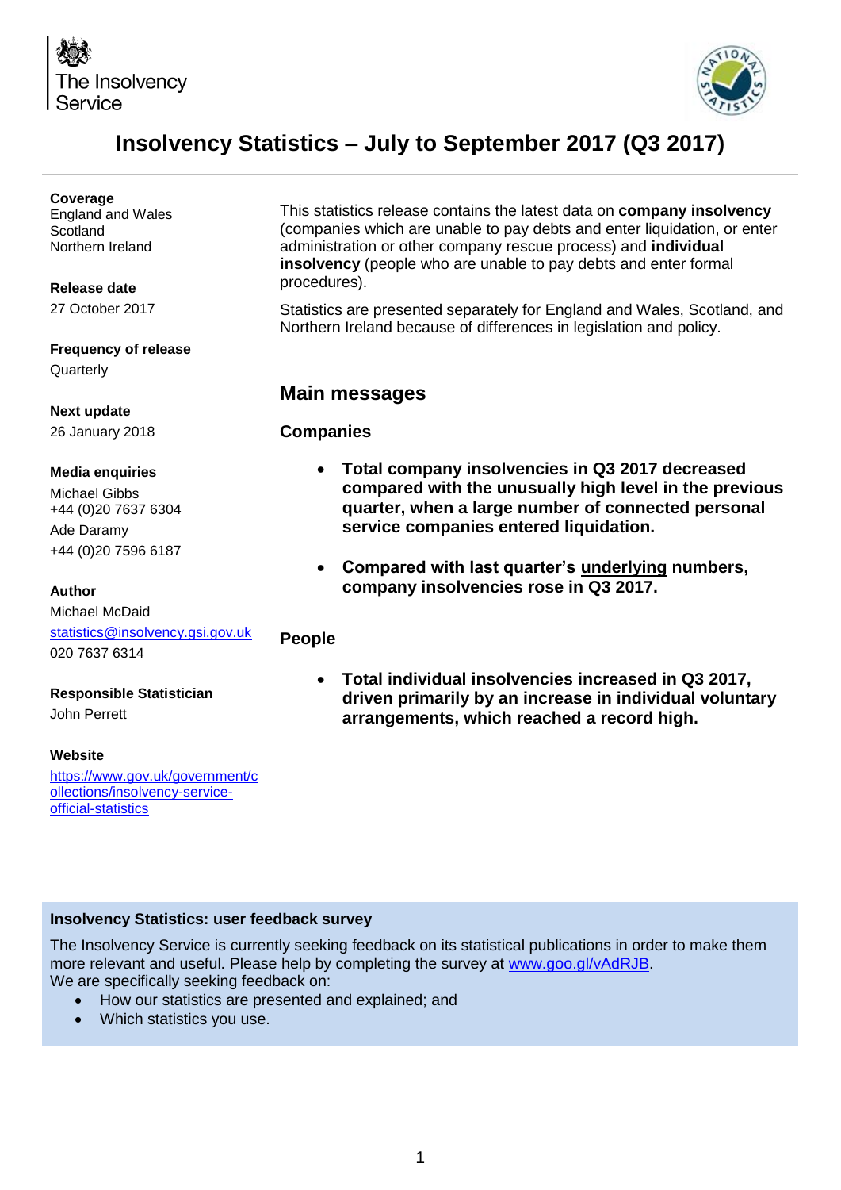The Insolvency Service

# Insolvency Statistics – July to September 2017 (Q3 2017)

**Coverage**
England and Wales
Scotland
Northern Ireland

**Release date**
27 October 2017

**Frequency of release**
Quarterly

**Next update**
26 January 2018

**Media enquiries**
Michael Gibbs
+44 (0)20 7637 6304
Ade Daramy
+44 (0)20 7596 6187

**Author**
Michael McDaid
statistics@insolvency.gsi.gov.uk
020 7637 6314

**Responsible Statistician**
John Perrett

**Website**
https://www.gov.uk/government/collections/insolvency-service-official-statistics

This statistics release contains the latest data on **company insolvency** (companies which are unable to pay debts and enter liquidation, or enter administration or other company rescue process) and **individual insolvency** (people who are unable to pay debts and enter formal procedures).

Statistics are presented separately for England and Wales, Scotland, and Northern Ireland because of differences in legislation and policy.

## Main messages

### Companies

- **Total company insolvencies in Q3 2017 decreased compared with the unusually high level in the previous quarter, when a large number of connected personal service companies entered liquidation.**
- **Compared with last quarter's underlying numbers, company insolvencies rose in Q3 2017.**

### People

- **Total individual insolvencies increased in Q3 2017, driven primarily by an increase in individual voluntary arrangements, which reached a record high.**

**Insolvency Statistics: user feedback survey**

The Insolvency Service is currently seeking feedback on its statistical publications in order to make them more relevant and useful. Please help by completing the survey at www.goo.gl/vAdRJB.
We are specifically seeking feedback on:

- How our statistics are presented and explained; and
- Which statistics you use.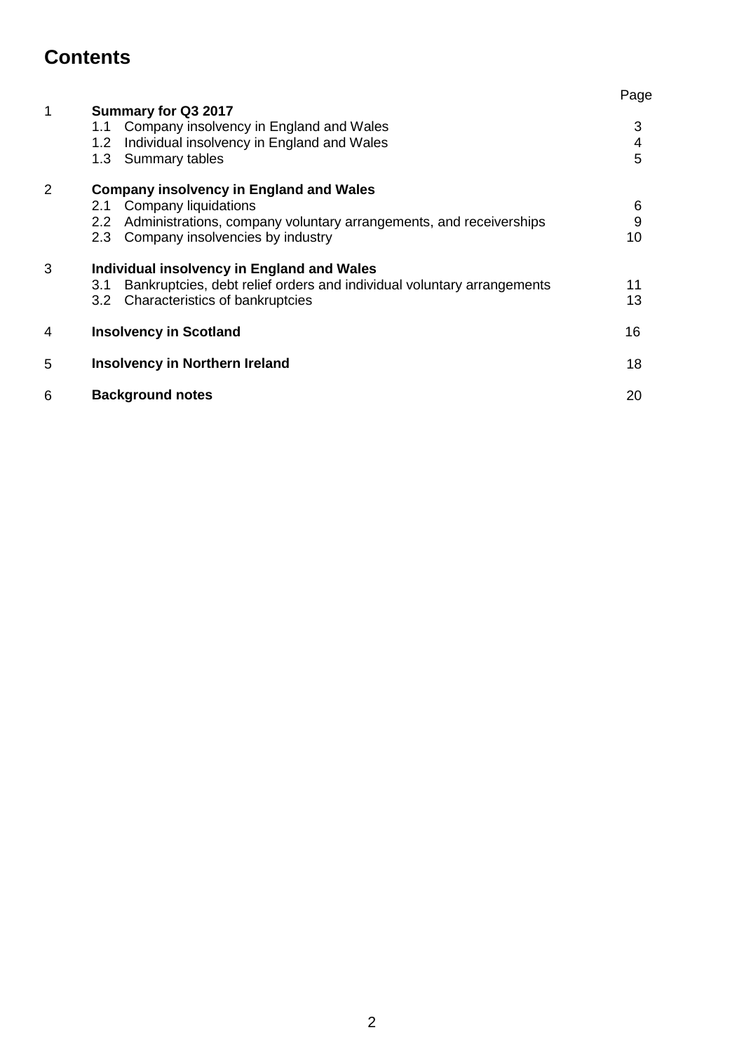# Contents

| | | Page |
|---|---|---|
| 1 | **Summary for Q3 2017** | |
| | 1.1 Company insolvency in England and Wales | 3 |
| | 1.2 Individual insolvency in England and Wales | 4 |
| | 1.3 Summary tables | 5 |
| 2 | **Company insolvency in England and Wales** | |
| | 2.1 Company liquidations | 6 |
| | 2.2 Administrations, company voluntary arrangements, and receiverships | 9 |
| | 2.3 Company insolvencies by industry | 10 |
| 3 | **Individual insolvency in England and Wales** | |
| | 3.1 Bankruptcies, debt relief orders and individual voluntary arrangements | 11 |
| | 3.2 Characteristics of bankruptcies | 13 |
| 4 | **Insolvency in Scotland** | 16 |
| 5 | **Insolvency in Northern Ireland** | 18 |
| 6 | **Background notes** | 20 |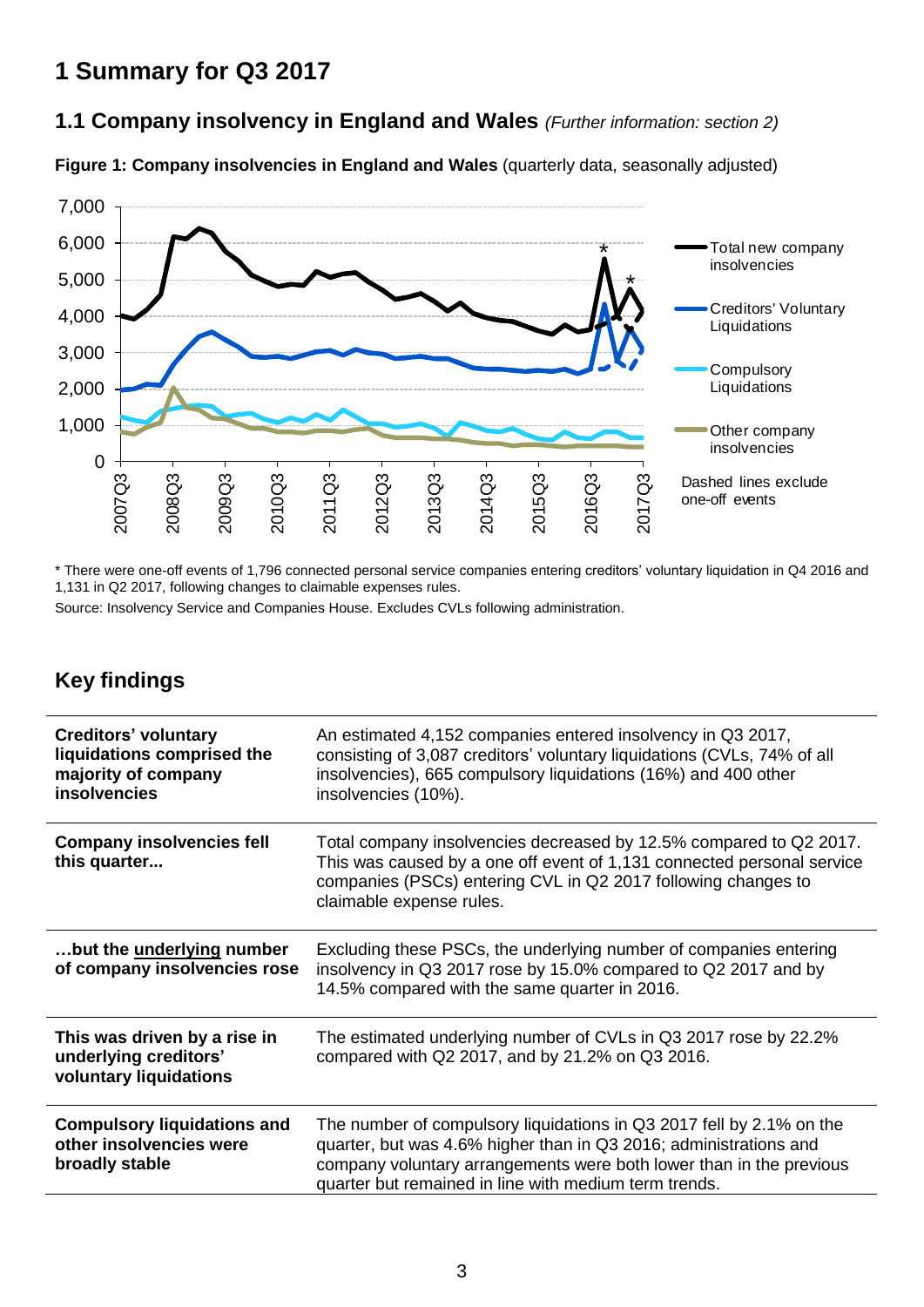# 1 Summary for Q3 2017

## 1.1 Company insolvency in England and Wales *(Further information: section 2)*

**Figure 1: Company insolvencies in England and Wales** (quarterly data, seasonally adjusted)

\* There were one-off events of 1,796 connected personal service companies entering creditors' voluntary liquidation in Q4 2016 and 1,131 in Q2 2017, following changes to claimable expenses rules.

Source: Insolvency Service and Companies House. Excludes CVLs following administration.

## Key findings

| | |
|---|---|
| **Creditors' voluntary liquidations comprised the majority of company insolvencies** | An estimated 4,152 companies entered insolvency in Q3 2017, consisting of 3,087 creditors' voluntary liquidations (CVLs, 74% of all insolvencies), 665 compulsory liquidations (16%) and 400 other insolvencies (10%). |
| **Company insolvencies fell this quarter...** | Total company insolvencies decreased by 12.5% compared to Q2 2017. This was caused by a one off event of 1,131 connected personal service companies (PSCs) entering CVL in Q2 2017 following changes to claimable expense rules. |
| **...but the underlying number of company insolvencies rose** | Excluding these PSCs, the underlying number of companies entering insolvency in Q3 2017 rose by 15.0% compared to Q2 2017 and by 14.5% compared with the same quarter in 2016. |
| **This was driven by a rise in underlying creditors' voluntary liquidations** | The estimated underlying number of CVLs in Q3 2017 rose by 22.2% compared with Q2 2017, and by 21.2% on Q3 2016. |
| **Compulsory liquidations and other insolvencies were broadly stable** | The number of compulsory liquidations in Q3 2017 fell by 2.1% on the quarter, but was 4.6% higher than in Q3 2016; administrations and company voluntary arrangements were both lower than in the previous quarter but remained in line with medium term trends. |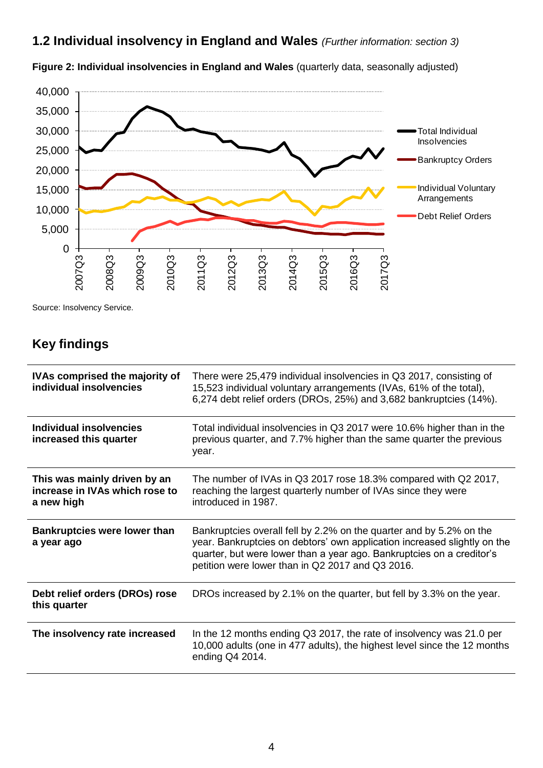## 1.2 Individual insolvency in England and Wales *(Further information: section 3)*

**Figure 2: Individual insolvencies in England and Wales** (quarterly data, seasonally adjusted)

Source: Insolvency Service.

## Key findings

| | |
|---|---|
| **IVAs comprised the majority of individual insolvencies** | There were 25,479 individual insolvencies in Q3 2017, consisting of 15,523 individual voluntary arrangements (IVAs, 61% of the total), 6,274 debt relief orders (DROs, 25%) and 3,682 bankruptcies (14%). |
| **Individual insolvencies increased this quarter** | Total individual insolvencies in Q3 2017 were 10.6% higher than in the previous quarter, and 7.7% higher than the same quarter the previous year. |
| **This was mainly driven by an increase in IVAs which rose to a new high** | The number of IVAs in Q3 2017 rose 18.3% compared with Q2 2017, reaching the largest quarterly number of IVAs since they were introduced in 1987. |
| **Bankruptcies were lower than a year ago** | Bankruptcies overall fell by 2.2% on the quarter and by 5.2% on the year. Bankruptcies on debtors' own application increased slightly on the quarter, but were lower than a year ago. Bankruptcies on a creditor's petition were lower than in Q2 2017 and Q3 2016. |
| **Debt relief orders (DROs) rose this quarter** | DROs increased by 2.1% on the quarter, but fell by 3.3% on the year. |
| **The insolvency rate increased** | In the 12 months ending Q3 2017, the rate of insolvency was 21.0 per 10,000 adults (one in 477 adults), the highest level since the 12 months ending Q4 2014. |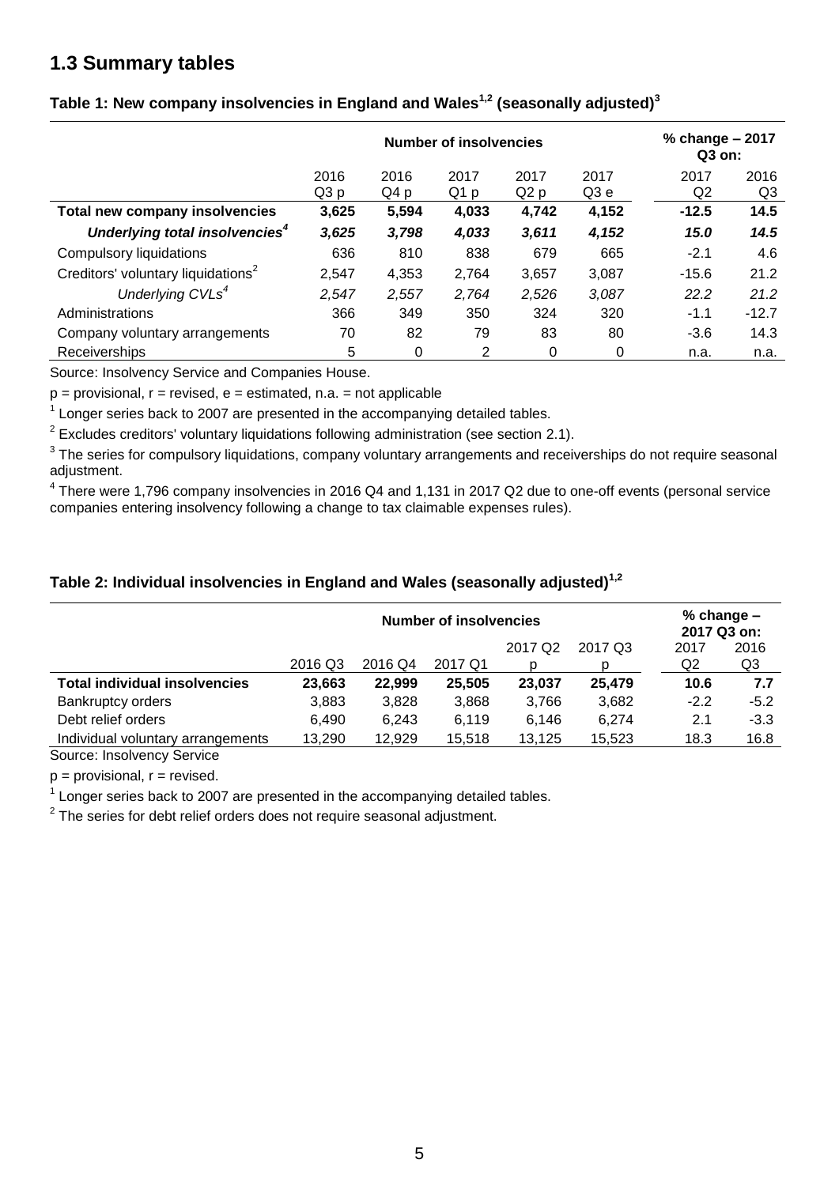## 1.3 Summary tables

### Table 1: New company insolvencies in England and Wales[1,2] (seasonally adjusted)[3]

| | Number of insolvencies | | | | | % change – 2017 Q3 on: | |
|---|---|---|---|---|---|---|---|
| | 2016 Q3 p | 2016 Q4 p | 2017 Q1 p | 2017 Q2 p | 2017 Q3 e | 2017 Q2 | 2016 Q3 |
| **Total new company insolvencies** | **3,625** | **5,594** | **4,033** | **4,742** | **4,152** | **-12.5** | **14.5** |
| ***Underlying total insolvencies[4]*** | ***3,625*** | ***3,798*** | ***4,033*** | ***3,611*** | ***4,152*** | ***15.0*** | ***14.5*** |
| Compulsory liquidations | 636 | 810 | 838 | 679 | 665 | -2.1 | 4.6 |
| Creditors' voluntary liquidations[2] | 2,547 | 4,353 | 2,764 | 3,657 | 3,087 | -15.6 | 21.2 |
| *Underlying CVLs[4]* | *2,547* | *2,557* | *2,764* | *2,526* | *3,087* | *22.2* | *21.2* |
| Administrations | 366 | 349 | 350 | 324 | 320 | -1.1 | -12.7 |
| Company voluntary arrangements | 70 | 82 | 79 | 83 | 80 | -3.6 | 14.3 |
| Receiverships | 5 | 0 | 2 | 0 | 0 | n.a. | n.a. |

Source: Insolvency Service and Companies House.

p = provisional, r = revised, e = estimated, n.a. = not applicable

[1] Longer series back to 2007 are presented in the accompanying detailed tables.

[2] Excludes creditors' voluntary liquidations following administration (see section 2.1).

[3] The series for compulsory liquidations, company voluntary arrangements and receiverships do not require seasonal adjustment.

[4] There were 1,796 company insolvencies in 2016 Q4 and 1,131 in 2017 Q2 due to one-off events (personal service companies entering insolvency following a change to tax claimable expenses rules).

### Table 2: Individual insolvencies in England and Wales (seasonally adjusted)[1,2]

| | Number of insolvencies | | | | | % change – 2017 Q3 on: | |
|---|---|---|---|---|---|---|---|
| | 2016 Q3 | 2016 Q4 | 2017 Q1 | 2017 Q2 p | 2017 Q3 p | 2017 Q2 | 2016 Q3 |
| **Total individual insolvencies** | **23,663** | **22,999** | **25,505** | **23,037** | **25,479** | **10.6** | **7.7** |
| Bankruptcy orders | 3,883 | 3,828 | 3,868 | 3,766 | 3,682 | -2.2 | -5.2 |
| Debt relief orders | 6,490 | 6,243 | 6,119 | 6,146 | 6,274 | 2.1 | -3.3 |
| Individual voluntary arrangements | 13,290 | 12,929 | 15,518 | 13,125 | 15,523 | 18.3 | 16.8 |

Source: Insolvency Service

p = provisional, r = revised.

[1] Longer series back to 2007 are presented in the accompanying detailed tables.

[2] The series for debt relief orders does not require seasonal adjustment.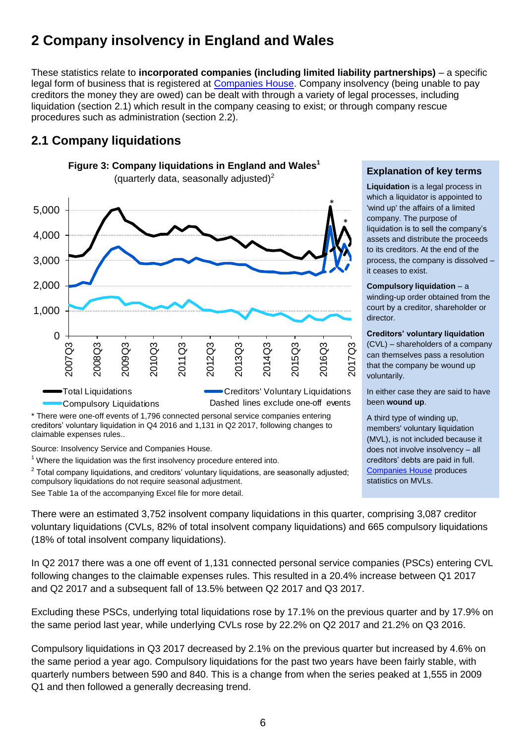# 2 Company insolvency in England and Wales

These statistics relate to **incorporated companies (including limited liability partnerships)** – a specific legal form of business that is registered at Companies House. Company insolvency (being unable to pay creditors the money they are owed) can be dealt with through a variety of legal processes, including liquidation (section 2.1) which result in the company ceasing to exist; or through company rescue procedures such as administration (section 2.2).

## 2.1 Company liquidations

**Figure 3: Company liquidations in England and Wales[1]**
(quarterly data, seasonally adjusted)[2]

* There were one-off events of 1,796 connected personal service companies entering creditors' voluntary liquidation in Q4 2016 and 1,131 in Q2 2017, following changes to claimable expenses rules..

Source: Insolvency Service and Companies House.

[1] Where the liquidation was the first insolvency procedure entered into.

[2] Total company liquidations, and creditors' voluntary liquidations, are seasonally adjusted; compulsory liquidations do not require seasonal adjustment.

See Table 1a of the accompanying Excel file for more detail.

### Explanation of key terms

**Liquidation** is a legal process in which a liquidator is appointed to 'wind up' the affairs of a limited company. The purpose of liquidation is to sell the company's assets and distribute the proceeds to its creditors. At the end of the process, the company is dissolved – it ceases to exist.

**Compulsory liquidation** – a winding-up order obtained from the court by a creditor, shareholder or director.

**Creditors' voluntary liquidation** (CVL) – shareholders of a company can themselves pass a resolution that the company be wound up voluntarily.

In either case they are said to have been **wound up**.

A third type of winding up, members' voluntary liquidation (MVL), is not included because it does not involve insolvency – all creditors' debts are paid in full. Companies House produces statistics on MVLs.

There were an estimated 3,752 insolvent company liquidations in this quarter, comprising 3,087 creditor voluntary liquidations (CVLs, 82% of total insolvent company liquidations) and 665 compulsory liquidations (18% of total insolvent company liquidations).

In Q2 2017 there was a one off event of 1,131 connected personal service companies (PSCs) entering CVL following changes to the claimable expenses rules. This resulted in a 20.4% increase between Q1 2017 and Q2 2017 and a subsequent fall of 13.5% between Q2 2017 and Q3 2017.

Excluding these PSCs, underlying total liquidations rose by 17.1% on the previous quarter and by 17.9% on the same period last year, while underlying CVLs rose by 22.2% on Q2 2017 and 21.2% on Q3 2016.

Compulsory liquidations in Q3 2017 decreased by 2.1% on the previous quarter but increased by 4.6% on the same period a year ago. Compulsory liquidations for the past two years have been fairly stable, with quarterly numbers between 590 and 840. This is a change from when the series peaked at 1,555 in 2009 Q1 and then followed a generally decreasing trend.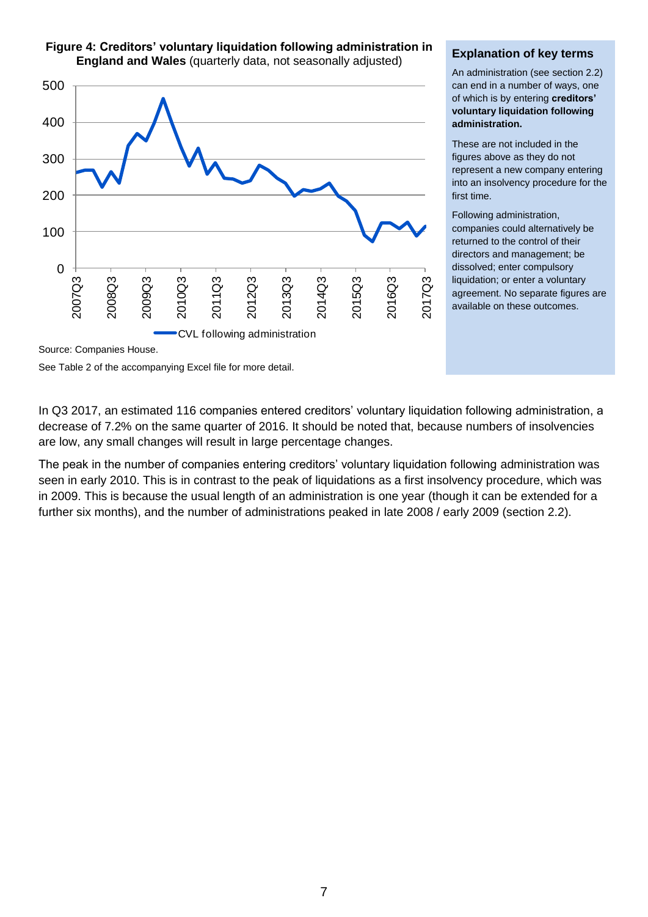**Figure 4: Creditors' voluntary liquidation following administration in England and Wales** (quarterly data, not seasonally adjusted)

Source: Companies House.

See Table 2 of the accompanying Excel file for more detail.

## Explanation of key terms

An administration (see section 2.2) can end in a number of ways, one of which is by entering **creditors' voluntary liquidation following administration.**

These are not included in the figures above as they do not represent a new company entering into an insolvency procedure for the first time.

Following administration, companies could alternatively be returned to the control of their directors and management; be dissolved; enter compulsory liquidation; or enter a voluntary agreement. No separate figures are available on these outcomes.

In Q3 2017, an estimated 116 companies entered creditors' voluntary liquidation following administration, a decrease of 7.2% on the same quarter of 2016. It should be noted that, because numbers of insolvencies are low, any small changes will result in large percentage changes.

The peak in the number of companies entering creditors' voluntary liquidation following administration was seen in early 2010. This is in contrast to the peak of liquidations as a first insolvency procedure, which was in 2009. This is because the usual length of an administration is one year (though it can be extended for a further six months), and the number of administrations peaked in late 2008 / early 2009 (section 2.2).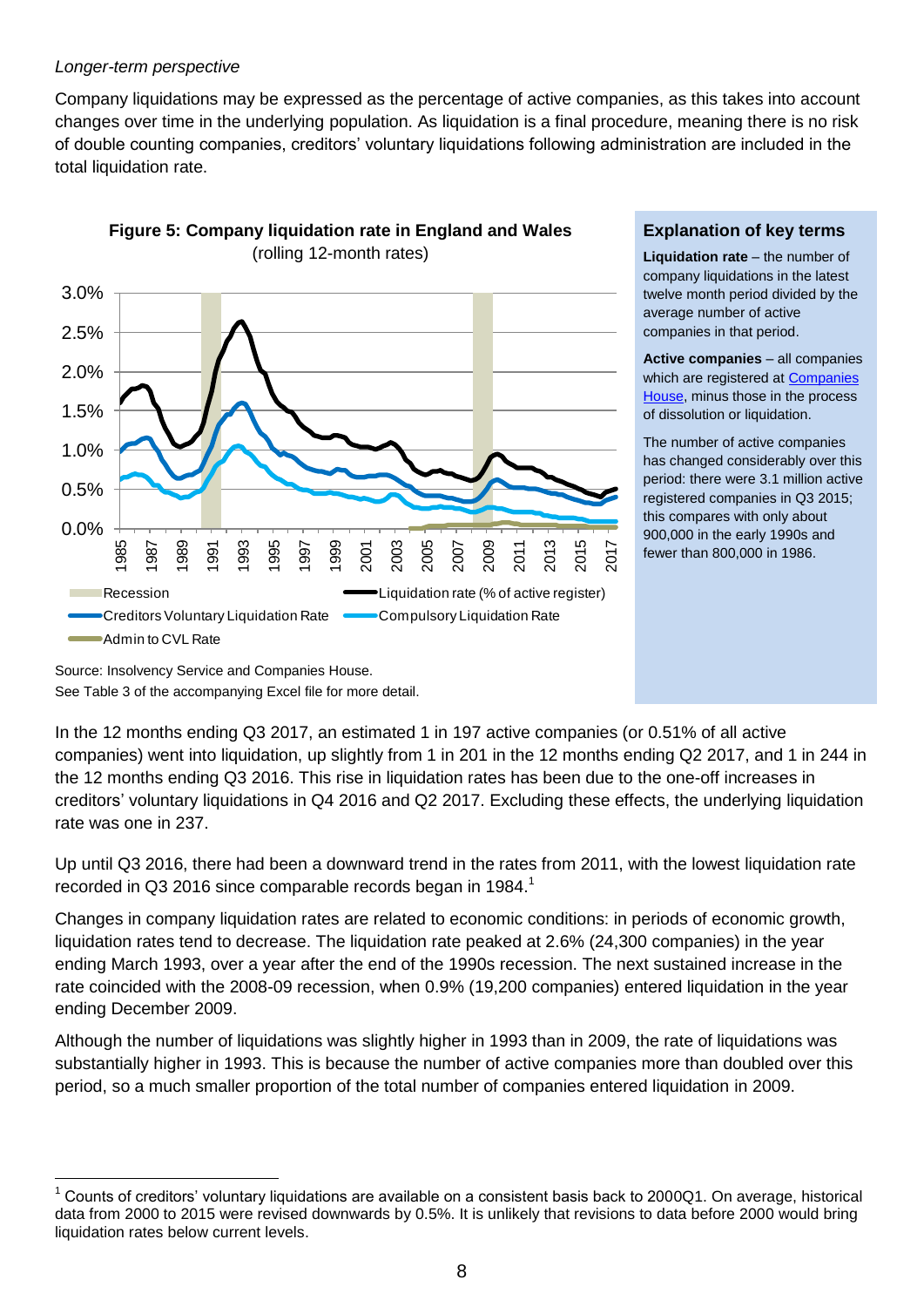*Longer-term perspective*

Company liquidations may be expressed as the percentage of active companies, as this takes into account changes over time in the underlying population. As liquidation is a final procedure, meaning there is no risk of double counting companies, creditors' voluntary liquidations following administration are included in the total liquidation rate.

**Figure 5: Company liquidation rate in England and Wales**
(rolling 12-month rates)

Source: Insolvency Service and Companies House.
See Table 3 of the accompanying Excel file for more detail.

**Explanation of key terms**

**Liquidation rate** – the number of company liquidations in the latest twelve month period divided by the average number of active companies in that period.

**Active companies** – all companies which are registered at Companies House, minus those in the process of dissolution or liquidation.

The number of active companies has changed considerably over this period: there were 3.1 million active registered companies in Q3 2015; this compares with only about 900,000 in the early 1990s and fewer than 800,000 in 1986.

In the 12 months ending Q3 2017, an estimated 1 in 197 active companies (or 0.51% of all active companies) went into liquidation, up slightly from 1 in 201 in the 12 months ending Q2 2017, and 1 in 244 in the 12 months ending Q3 2016. This rise in liquidation rates has been due to the one-off increases in creditors' voluntary liquidations in Q4 2016 and Q2 2017. Excluding these effects, the underlying liquidation rate was one in 237.

Up until Q3 2016, there had been a downward trend in the rates from 2011, with the lowest liquidation rate recorded in Q3 2016 since comparable records began in 1984.[1]

Changes in company liquidation rates are related to economic conditions: in periods of economic growth, liquidation rates tend to decrease. The liquidation rate peaked at 2.6% (24,300 companies) in the year ending March 1993, over a year after the end of the 1990s recession. The next sustained increase in the rate coincided with the 2008-09 recession, when 0.9% (19,200 companies) entered liquidation in the year ending December 2009.

Although the number of liquidations was slightly higher in 1993 than in 2009, the rate of liquidations was substantially higher in 1993. This is because the number of active companies more than doubled over this period, so a much smaller proportion of the total number of companies entered liquidation in 2009.

[1] Counts of creditors' voluntary liquidations are available on a consistent basis back to 2000Q1. On average, historical data from 2000 to 2015 were revised downwards by 0.5%. It is unlikely that revisions to data before 2000 would bring liquidation rates below current levels.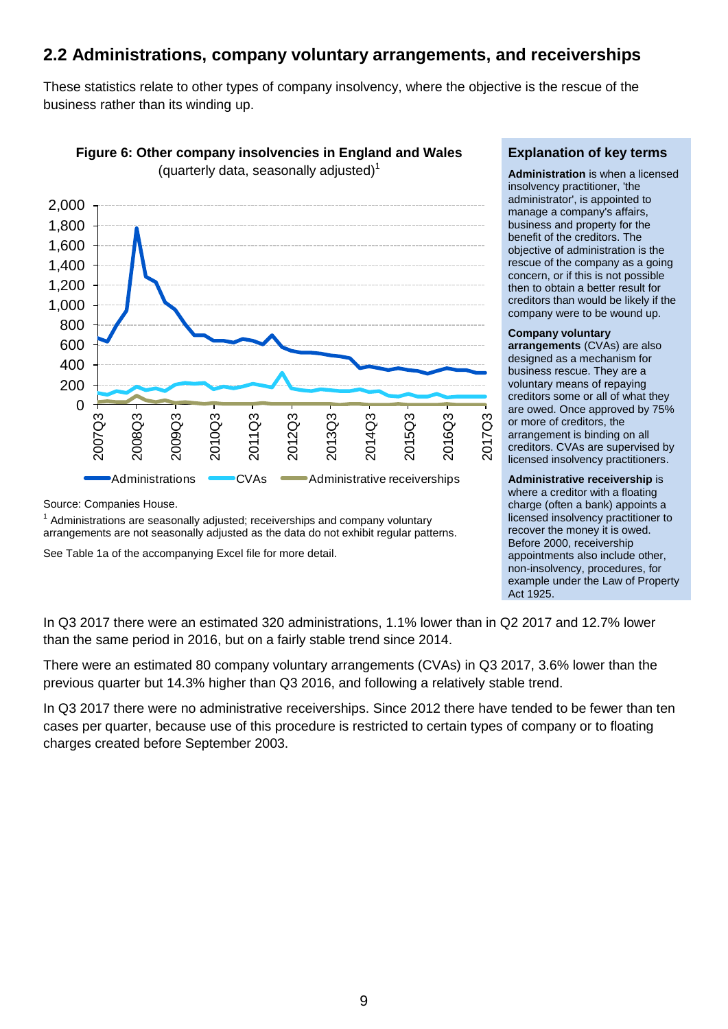## 2.2 Administrations, company voluntary arrangements, and receiverships

These statistics relate to other types of company insolvency, where the objective is the rescue of the business rather than its winding up.

**Figure 6: Other company insolvencies in England and Wales**
(quarterly data, seasonally adjusted)[1]

Source: Companies House.

[1] Administrations are seasonally adjusted; receiverships and company voluntary arrangements are not seasonally adjusted as the data do not exhibit regular patterns.

See Table 1a of the accompanying Excel file for more detail.

### Explanation of key terms

**Administration** is when a licensed insolvency practitioner, 'the administrator', is appointed to manage a company's affairs, business and property for the benefit of the creditors. The objective of administration is the rescue of the company as a going concern, or if this is not possible then to obtain a better result for creditors than would be likely if the company were to be wound up.

**Company voluntary arrangements** (CVAs) are also designed as a mechanism for business rescue. They are a voluntary means of repaying creditors some or all of what they are owed. Once approved by 75% or more of creditors, the arrangement is binding on all creditors. CVAs are supervised by licensed insolvency practitioners.

**Administrative receivership** is where a creditor with a floating charge (often a bank) appoints a licensed insolvency practitioner to recover the money it is owed. Before 2000, receivership appointments also include other, non-insolvency, procedures, for example under the Law of Property Act 1925.

In Q3 2017 there were an estimated 320 administrations, 1.1% lower than in Q2 2017 and 12.7% lower than the same period in 2016, but on a fairly stable trend since 2014.

There were an estimated 80 company voluntary arrangements (CVAs) in Q3 2017, 3.6% lower than the previous quarter but 14.3% higher than Q3 2016, and following a relatively stable trend.

In Q3 2017 there were no administrative receiverships. Since 2012 there have tended to be fewer than ten cases per quarter, because use of this procedure is restricted to certain types of company or to floating charges created before September 2003.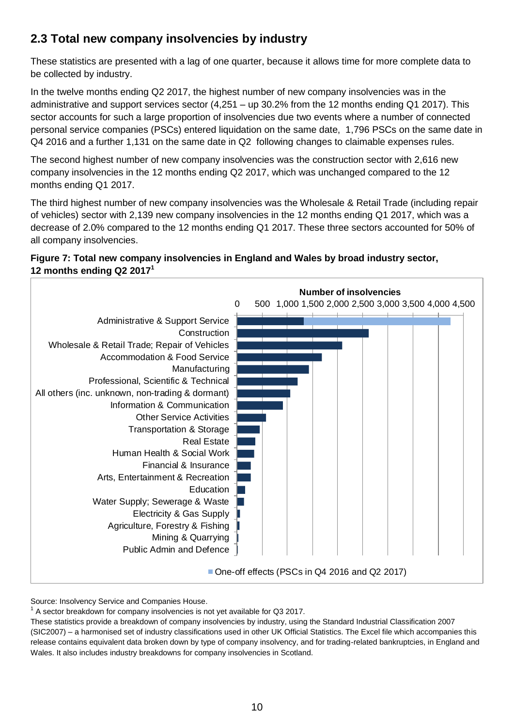## 2.3 Total new company insolvencies by industry

These statistics are presented with a lag of one quarter, because it allows time for more complete data to be collected by industry.

In the twelve months ending Q2 2017, the highest number of new company insolvencies was in the administrative and support services sector (4,251 – up 30.2% from the 12 months ending Q1 2017). This sector accounts for such a large proportion of insolvencies due two events where a number of connected personal service companies (PSCs) entered liquidation on the same date, 1,796 PSCs on the same date in Q4 2016 and a further 1,131 on the same date in Q2 following changes to claimable expenses rules.

The second highest number of new company insolvencies was the construction sector with 2,616 new company insolvencies in the 12 months ending Q2 2017, which was unchanged compared to the 12 months ending Q1 2017.

The third highest number of new company insolvencies was the Wholesale & Retail Trade (including repair of vehicles) sector with 2,139 new company insolvencies in the 12 months ending Q1 2017, which was a decrease of 2.0% compared to the 12 months ending Q1 2017. These three sectors accounted for 50% of all company insolvencies.

**Figure 7: Total new company insolvencies in England and Wales by broad industry sector, 12 months ending Q2 2017[1]**

Number of insolvencies

0 500 1,000 1,500 2,000 2,500 3,000 3,500 4,000 4,500

- Administrative & Support Service
- Construction
- Wholesale & Retail Trade; Repair of Vehicles
- Accommodation & Food Service
- Manufacturing
- Professional, Scientific & Technical
- All others (inc. unknown, non-trading & dormant)
- Information & Communication
- Other Service Activities
- Transportation & Storage
- Real Estate
- Human Health & Social Work
- Financial & Insurance
- Arts, Entertainment & Recreation
- Education
- Water Supply; Sewerage & Waste
- Electricity & Gas Supply
- Agriculture, Forestry & Fishing
- Mining & Quarrying
- Public Admin and Defence

One-off effects (PSCs in Q4 2016 and Q2 2017)

Source: Insolvency Service and Companies House.

[1] A sector breakdown for company insolvencies is not yet available for Q3 2017.

These statistics provide a breakdown of company insolvencies by industry, using the Standard Industrial Classification 2007 (SIC2007) – a harmonised set of industry classifications used in other UK Official Statistics. The Excel file which accompanies this release contains equivalent data broken down by type of company insolvency, and for trading-related bankruptcies, in England and Wales. It also includes industry breakdowns for company insolvencies in Scotland.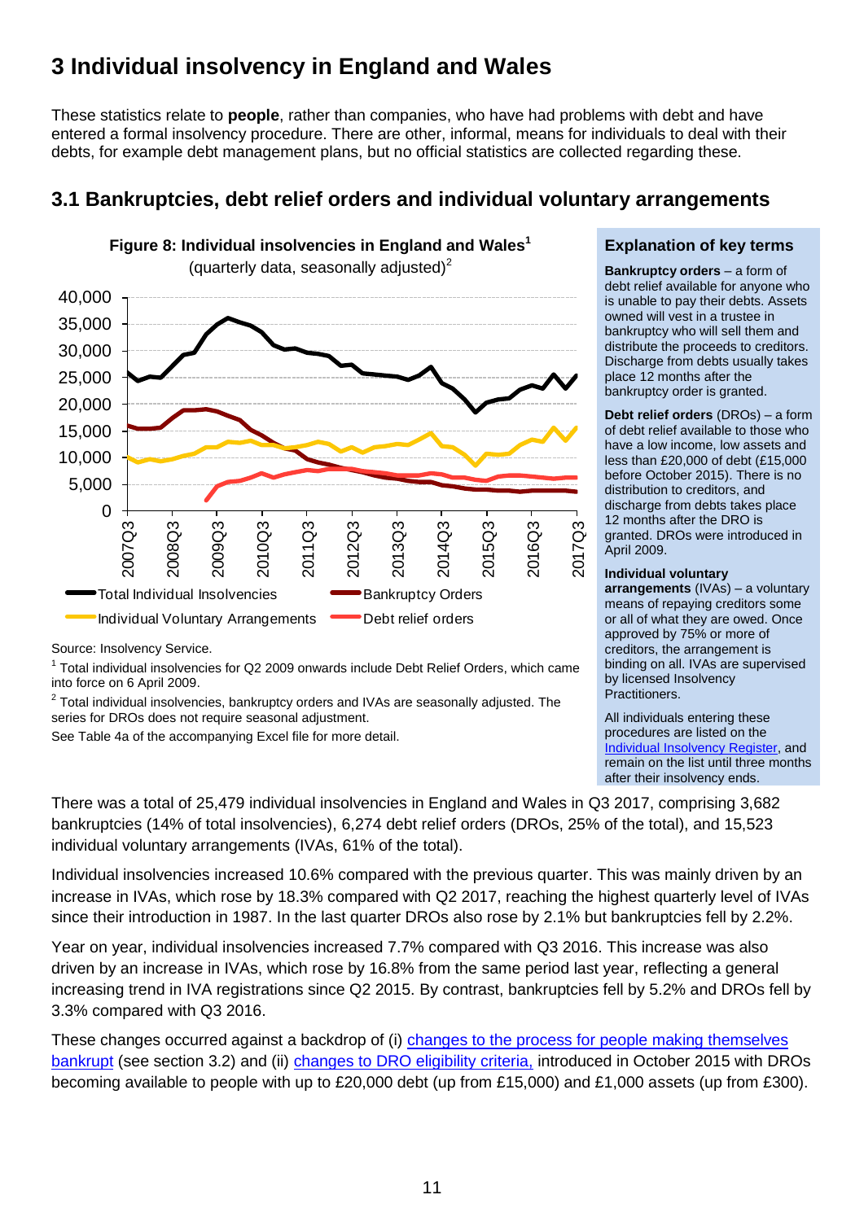# 3 Individual insolvency in England and Wales

These statistics relate to **people**, rather than companies, who have had problems with debt and have entered a formal insolvency procedure. There are other, informal, means for individuals to deal with their debts, for example debt management plans, but no official statistics are collected regarding these.

## 3.1 Bankruptcies, debt relief orders and individual voluntary arrangements

**Figure 8: Individual insolvencies in England and Wales[1]**
(quarterly data, seasonally adjusted)[2]

Source: Insolvency Service.

[1] Total individual insolvencies for Q2 2009 onwards include Debt Relief Orders, which came into force on 6 April 2009.

[2] Total individual insolvencies, bankruptcy orders and IVAs are seasonally adjusted. The series for DROs does not require seasonal adjustment.

See Table 4a of the accompanying Excel file for more detail.

### Explanation of key terms

**Bankruptcy orders** – a form of debt relief available for anyone who is unable to pay their debts. Assets owned will vest in a trustee in bankruptcy who will sell them and distribute the proceeds to creditors. Discharge from debts usually takes place 12 months after the bankruptcy order is granted.

**Debt relief orders** (DROs) – a form of debt relief available to those who have a low income, low assets and less than £20,000 of debt (£15,000 before October 2015). There is no distribution to creditors, and discharge from debts takes place 12 months after the DRO is granted. DROs were introduced in April 2009.

**Individual voluntary arrangements** (IVAs) – a voluntary means of repaying creditors some or all of what they are owed. Once approved by 75% or more of creditors, the arrangement is binding on all. IVAs are supervised by licensed Insolvency Practitioners.

All individuals entering these procedures are listed on the Individual Insolvency Register, and remain on the list until three months after their insolvency ends.

There was a total of 25,479 individual insolvencies in England and Wales in Q3 2017, comprising 3,682 bankruptcies (14% of total insolvencies), 6,274 debt relief orders (DROs, 25% of the total), and 15,523 individual voluntary arrangements (IVAs, 61% of the total).

Individual insolvencies increased 10.6% compared with the previous quarter. This was mainly driven by an increase in IVAs, which rose by 18.3% compared with Q2 2017, reaching the highest quarterly level of IVAs since their introduction in 1987. In the last quarter DROs also rose by 2.1% but bankruptcies fell by 2.2%.

Year on year, individual insolvencies increased 7.7% compared with Q3 2016. This increase was also driven by an increase in IVAs, which rose by 16.8% from the same period last year, reflecting a general increasing trend in IVA registrations since Q2 2015. By contrast, bankruptcies fell by 5.2% and DROs fell by 3.3% compared with Q3 2016.

These changes occurred against a backdrop of (i) changes to the process for people making themselves bankrupt (see section 3.2) and (ii) changes to DRO eligibility criteria, introduced in October 2015 with DROs becoming available to people with up to £20,000 debt (up from £15,000) and £1,000 assets (up from £300).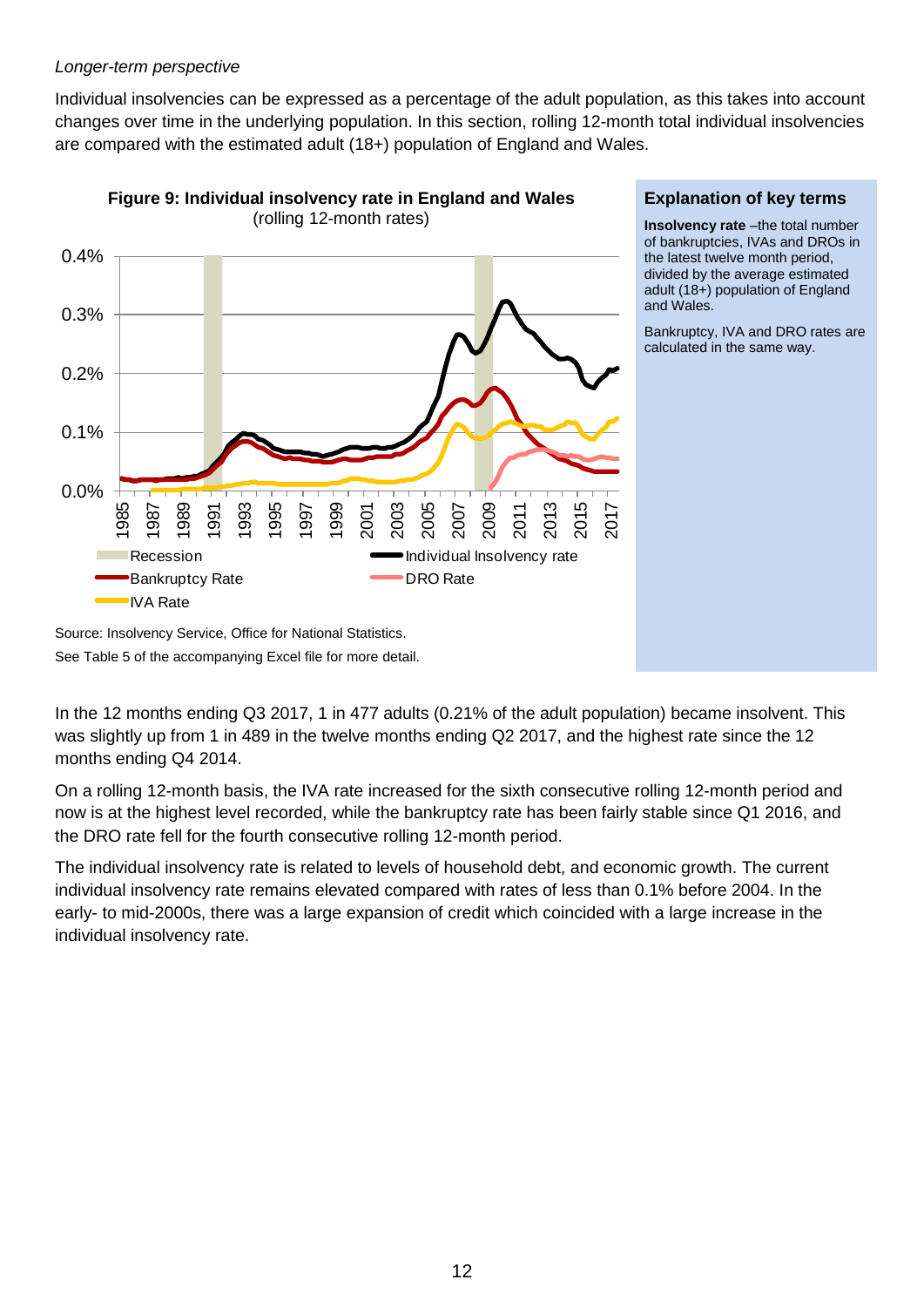*Longer-term perspective*

Individual insolvencies can be expressed as a percentage of the adult population, as this takes into account changes over time in the underlying population. In this section, rolling 12-month total individual insolvencies are compared with the estimated adult (18+) population of England and Wales.

**Figure 9: Individual insolvency rate in England and Wales**
(rolling 12-month rates)

Source: Insolvency Service, Office for National Statistics.
See Table 5 of the accompanying Excel file for more detail.

### Explanation of key terms

**Insolvency rate** –the total number of bankruptcies, IVAs and DROs in the latest twelve month period, divided by the average estimated adult (18+) population of England and Wales.

Bankruptcy, IVA and DRO rates are calculated in the same way.

In the 12 months ending Q3 2017, 1 in 477 adults (0.21% of the adult population) became insolvent. This was slightly up from 1 in 489 in the twelve months ending Q2 2017, and the highest rate since the 12 months ending Q4 2014.

On a rolling 12-month basis, the IVA rate increased for the sixth consecutive rolling 12-month period and now is at the highest level recorded, while the bankruptcy rate has been fairly stable since Q1 2016, and the DRO rate fell for the fourth consecutive rolling 12-month period.

The individual insolvency rate is related to levels of household debt, and economic growth. The current individual insolvency rate remains elevated compared with rates of less than 0.1% before 2004. In the early- to mid-2000s, there was a large expansion of credit which coincided with a large increase in the individual insolvency rate.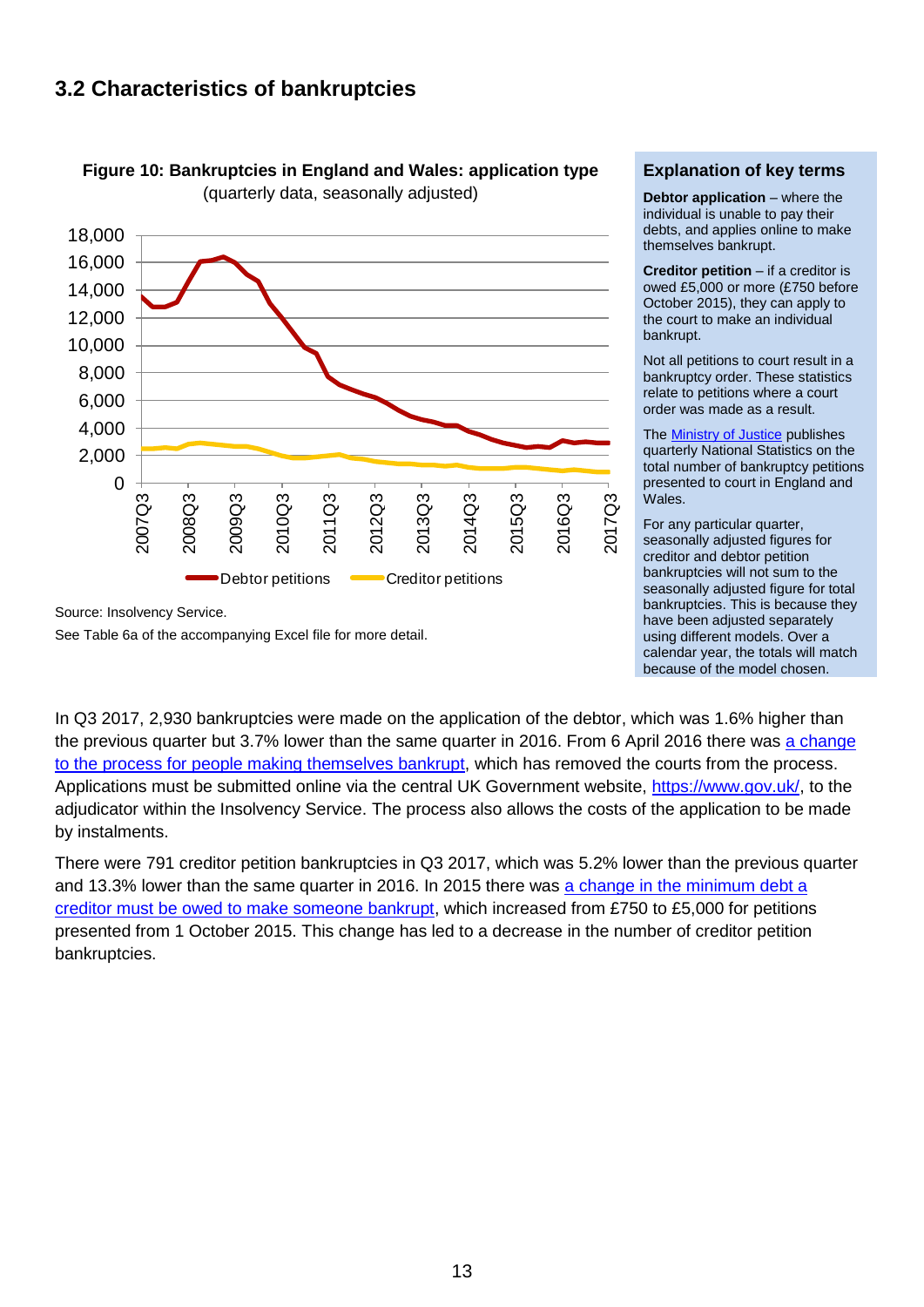## 3.2 Characteristics of bankruptcies

**Figure 10: Bankruptcies in England and Wales: application type**
(quarterly data, seasonally adjusted)

Source: Insolvency Service.

See Table 6a of the accompanying Excel file for more detail.

### Explanation of key terms

**Debtor application** – where the individual is unable to pay their debts, and applies online to make themselves bankrupt.

**Creditor petition** – if a creditor is owed £5,000 or more (£750 before October 2015), they can apply to the court to make an individual bankrupt.

Not all petitions to court result in a bankruptcy order. These statistics relate to petitions where a court order was made as a result.

The Ministry of Justice publishes quarterly National Statistics on the total number of bankruptcy petitions presented to court in England and Wales.

For any particular quarter, seasonally adjusted figures for creditor and debtor petition bankruptcies will not sum to the seasonally adjusted figure for total bankruptcies. This is because they have been adjusted separately using different models. Over a calendar year, the totals will match because of the model chosen.

In Q3 2017, 2,930 bankruptcies were made on the application of the debtor, which was 1.6% higher than the previous quarter but 3.7% lower than the same quarter in 2016. From 6 April 2016 there was a change to the process for people making themselves bankrupt, which has removed the courts from the process. Applications must be submitted online via the central UK Government website, https://www.gov.uk/, to the adjudicator within the Insolvency Service. The process also allows the costs of the application to be made by instalments.

There were 791 creditor petition bankruptcies in Q3 2017, which was 5.2% lower than the previous quarter and 13.3% lower than the same quarter in 2016. In 2015 there was a change in the minimum debt a creditor must be owed to make someone bankrupt, which increased from £750 to £5,000 for petitions presented from 1 October 2015. This change has led to a decrease in the number of creditor petition bankruptcies.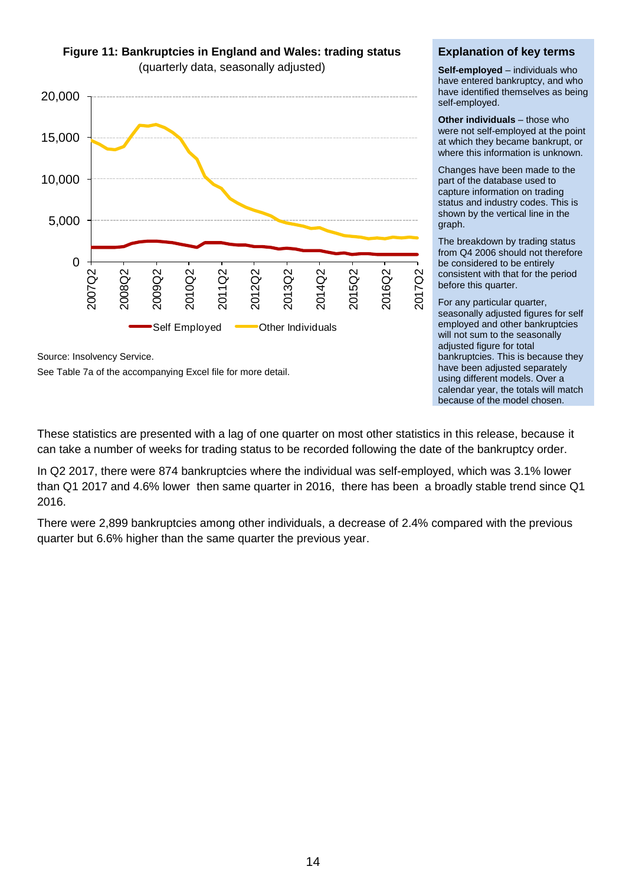**Figure 11: Bankruptcies in England and Wales: trading status**
(quarterly data, seasonally adjusted)

Source: Insolvency Service.

See Table 7a of the accompanying Excel file for more detail.

### Explanation of key terms

**Self-employed** – individuals who have entered bankruptcy, and who have identified themselves as being self-employed.

**Other individuals** – those who were not self-employed at the point at which they became bankrupt, or where this information is unknown.

Changes have been made to the part of the database used to capture information on trading status and industry codes. This is shown by the vertical line in the graph.

The breakdown by trading status from Q4 2006 should not therefore be considered to be entirely consistent with that for the period before this quarter.

For any particular quarter, seasonally adjusted figures for self employed and other bankruptcies will not sum to the seasonally adjusted figure for total bankruptcies. This is because they have been adjusted separately using different models. Over a calendar year, the totals will match because of the model chosen.

These statistics are presented with a lag of one quarter on most other statistics in this release, because it can take a number of weeks for trading status to be recorded following the date of the bankruptcy order.

In Q2 2017, there were 874 bankruptcies where the individual was self-employed, which was 3.1% lower than Q1 2017 and 4.6% lower then same quarter in 2016, there has been a broadly stable trend since Q1 2016.

There were 2,899 bankruptcies among other individuals, a decrease of 2.4% compared with the previous quarter but 6.6% higher than the same quarter the previous year.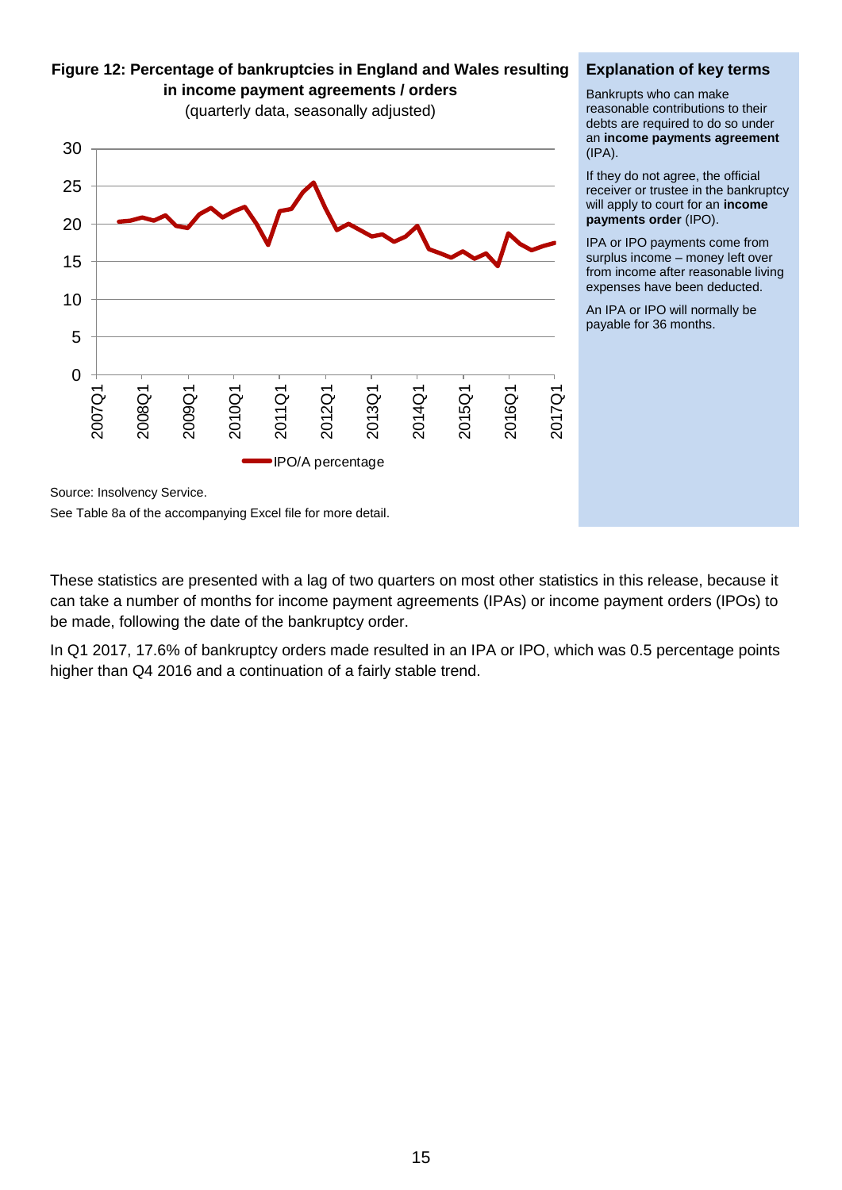**Figure 12: Percentage of bankruptcies in England and Wales resulting in income payment agreements / orders**

(quarterly data, seasonally adjusted)

Source: Insolvency Service.

See Table 8a of the accompanying Excel file for more detail.

### Explanation of key terms

Bankrupts who can make reasonable contributions to their debts are required to do so under an **income payments agreement** (IPA).

If they do not agree, the official receiver or trustee in the bankruptcy will apply to court for an **income payments order** (IPO).

IPA or IPO payments come from surplus income – money left over from income after reasonable living expenses have been deducted.

An IPA or IPO will normally be payable for 36 months.

These statistics are presented with a lag of two quarters on most other statistics in this release, because it can take a number of months for income payment agreements (IPAs) or income payment orders (IPOs) to be made, following the date of the bankruptcy order.

In Q1 2017, 17.6% of bankruptcy orders made resulted in an IPA or IPO, which was 0.5 percentage points higher than Q4 2016 and a continuation of a fairly stable trend.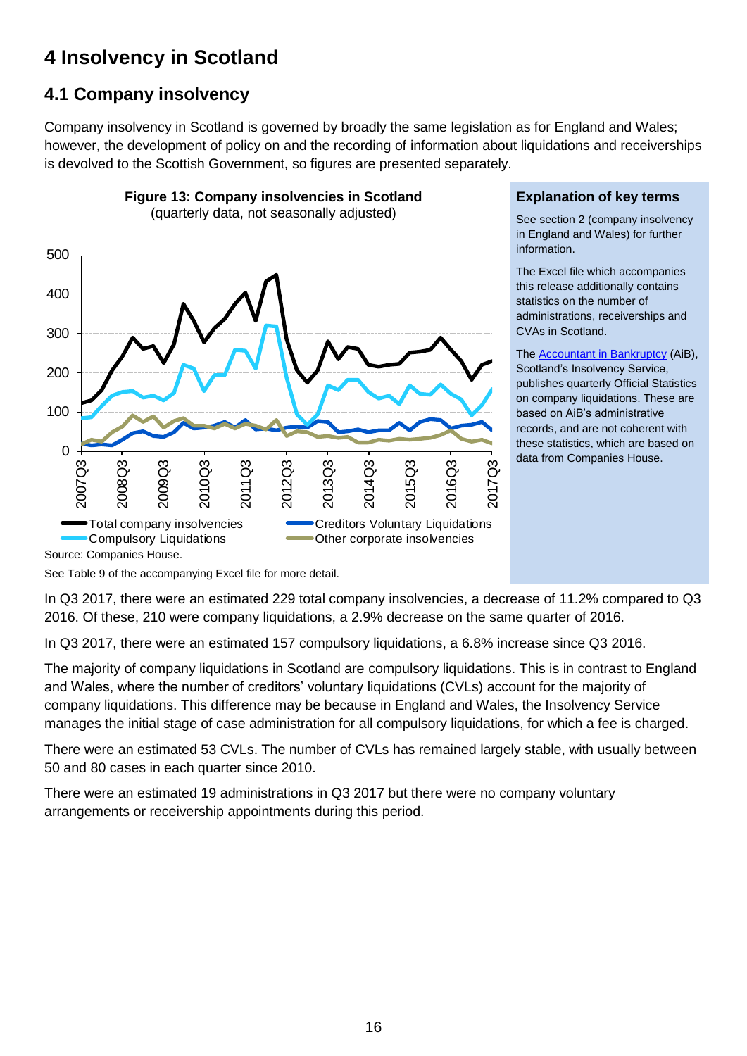# 4 Insolvency in Scotland

## 4.1 Company insolvency

Company insolvency in Scotland is governed by broadly the same legislation as for England and Wales; however, the development of policy on and the recording of information about liquidations and receiverships is devolved to the Scottish Government, so figures are presented separately.

**Figure 13: Company insolvencies in Scotland**
(quarterly data, not seasonally adjusted)

Source: Companies House.

See Table 9 of the accompanying Excel file for more detail.

**Explanation of key terms**

See section 2 (company insolvency in England and Wales) for further information.

The Excel file which accompanies this release additionally contains statistics on the number of administrations, receiverships and CVAs in Scotland.

The Accountant in Bankruptcy (AiB), Scotland's Insolvency Service, publishes quarterly Official Statistics on company liquidations. These are based on AiB's administrative records, and are not coherent with these statistics, which are based on data from Companies House.

In Q3 2017, there were an estimated 229 total company insolvencies, a decrease of 11.2% compared to Q3 2016. Of these, 210 were company liquidations, a 2.9% decrease on the same quarter of 2016.

In Q3 2017, there were an estimated 157 compulsory liquidations, a 6.8% increase since Q3 2016.

The majority of company liquidations in Scotland are compulsory liquidations. This is in contrast to England and Wales, where the number of creditors' voluntary liquidations (CVLs) account for the majority of company liquidations. This difference may be because in England and Wales, the Insolvency Service manages the initial stage of case administration for all compulsory liquidations, for which a fee is charged.

There were an estimated 53 CVLs. The number of CVLs has remained largely stable, with usually between 50 and 80 cases in each quarter since 2010.

There were an estimated 19 administrations in Q3 2017 but there were no company voluntary arrangements or receivership appointments during this period.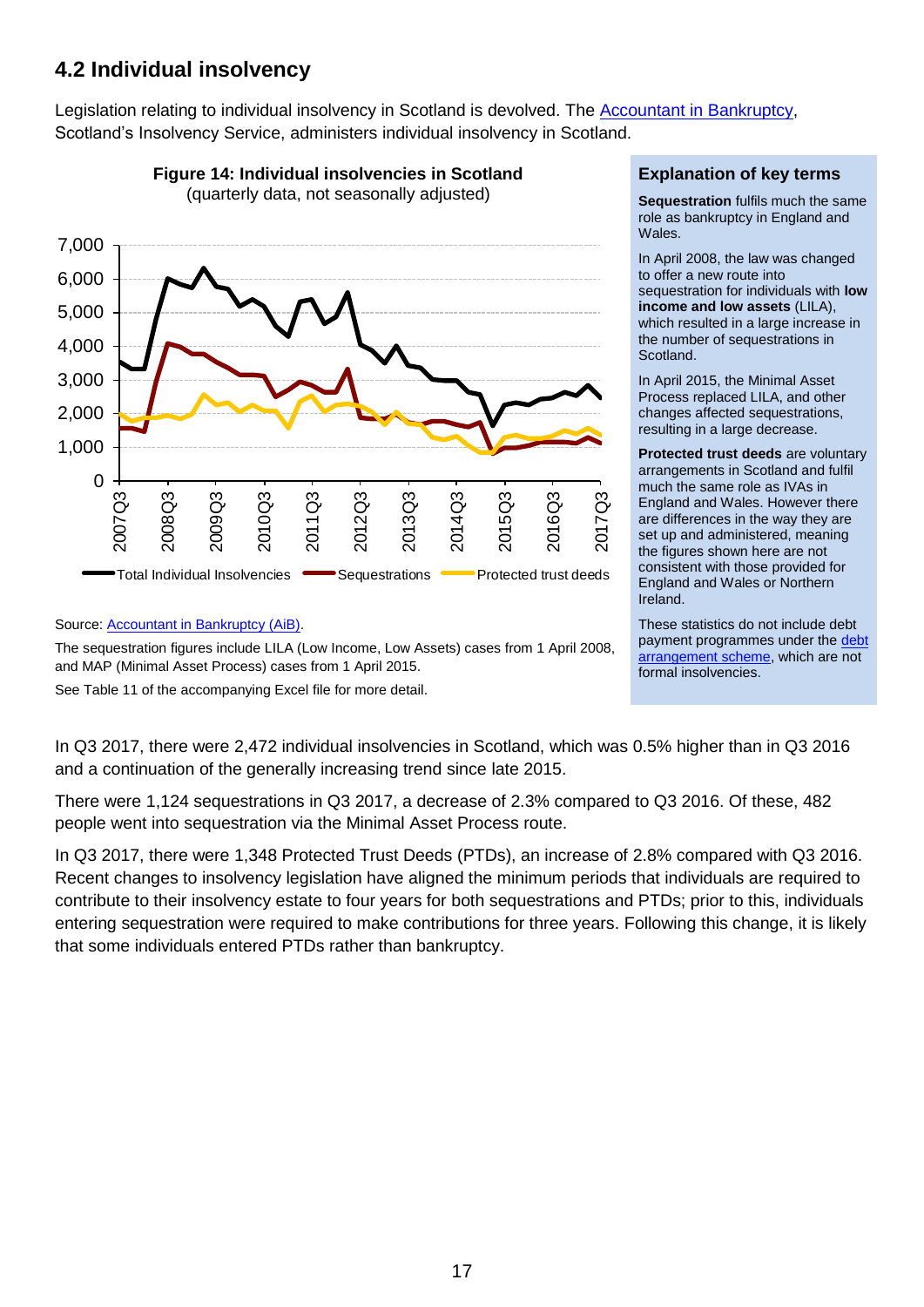## 4.2 Individual insolvency

Legislation relating to individual insolvency in Scotland is devolved. The Accountant in Bankruptcy, Scotland's Insolvency Service, administers individual insolvency in Scotland.

**Figure 14: Individual insolvencies in Scotland**
(quarterly data, not seasonally adjusted)

Source: Accountant in Bankruptcy (AiB).

The sequestration figures include LILA (Low Income, Low Assets) cases from 1 April 2008, and MAP (Minimal Asset Process) cases from 1 April 2015.

See Table 11 of the accompanying Excel file for more detail.

### Explanation of key terms

**Sequestration** fulfils much the same role as bankruptcy in England and Wales.

In April 2008, the law was changed to offer a new route into sequestration for individuals with **low income and low assets** (LILA), which resulted in a large increase in the number of sequestrations in Scotland.

In April 2015, the Minimal Asset Process replaced LILA, and other changes affected sequestrations, resulting in a large decrease.

**Protected trust deeds** are voluntary arrangements in Scotland and fulfil much the same role as IVAs in England and Wales. However there are differences in the way they are set up and administered, meaning the figures shown here are not consistent with those provided for England and Wales or Northern Ireland.

These statistics do not include debt payment programmes under the debt arrangement scheme, which are not formal insolvencies.

In Q3 2017, there were 2,472 individual insolvencies in Scotland, which was 0.5% higher than in Q3 2016 and a continuation of the generally increasing trend since late 2015.

There were 1,124 sequestrations in Q3 2017, a decrease of 2.3% compared to Q3 2016. Of these, 482 people went into sequestration via the Minimal Asset Process route.

In Q3 2017, there were 1,348 Protected Trust Deeds (PTDs), an increase of 2.8% compared with Q3 2016. Recent changes to insolvency legislation have aligned the minimum periods that individuals are required to contribute to their insolvency estate to four years for both sequestrations and PTDs; prior to this, individuals entering sequestration were required to make contributions for three years. Following this change, it is likely that some individuals entered PTDs rather than bankruptcy.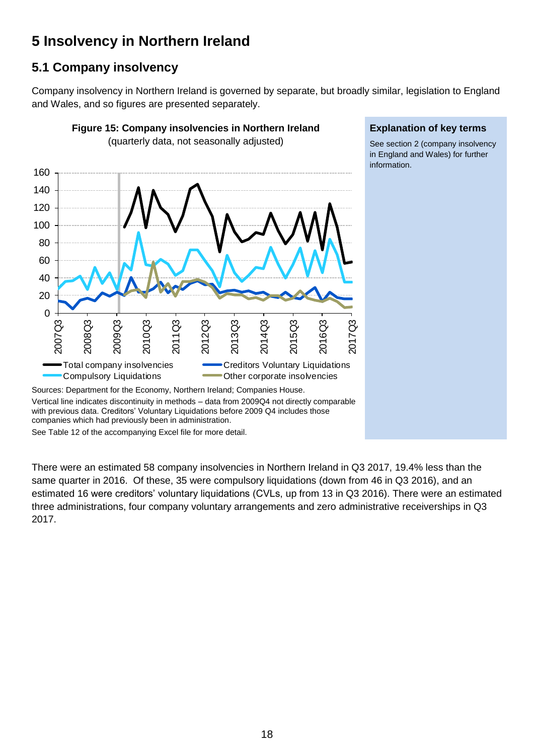# 5 Insolvency in Northern Ireland

## 5.1 Company insolvency

Company insolvency in Northern Ireland is governed by separate, but broadly similar, legislation to England and Wales, and so figures are presented separately.

**Figure 15: Company insolvencies in Northern Ireland**
(quarterly data, not seasonally adjusted)

Sources: Department for the Economy, Northern Ireland; Companies House.

Vertical line indicates discontinuity in methods – data from 2009Q4 not directly comparable with previous data. Creditors' Voluntary Liquidations before 2009 Q4 includes those companies which had previously been in administration.

See Table 12 of the accompanying Excel file for more detail.

**Explanation of key terms**

See section 2 (company insolvency in England and Wales) for further information.

There were an estimated 58 company insolvencies in Northern Ireland in Q3 2017, 19.4% less than the same quarter in 2016. Of these, 35 were compulsory liquidations (down from 46 in Q3 2016), and an estimated 16 were creditors' voluntary liquidations (CVLs, up from 13 in Q3 2016). There were an estimated three administrations, four company voluntary arrangements and zero administrative receiverships in Q3 2017.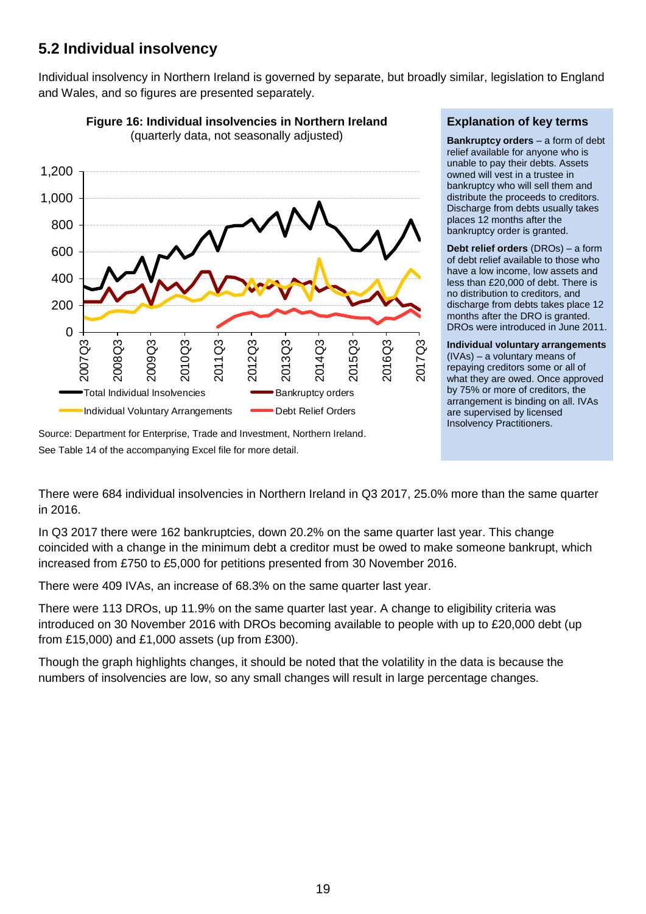## 5.2 Individual insolvency

Individual insolvency in Northern Ireland is governed by separate, but broadly similar, legislation to England and Wales, and so figures are presented separately.

**Figure 16: Individual insolvencies in Northern Ireland**
(quarterly data, not seasonally adjusted)

Source: Department for Enterprise, Trade and Investment, Northern Ireland.

See Table 14 of the accompanying Excel file for more detail.

### Explanation of key terms

**Bankruptcy orders** – a form of debt relief available for anyone who is unable to pay their debts. Assets owned will vest in a trustee in bankruptcy who will sell them and distribute the proceeds to creditors. Discharge from debts usually takes places 12 months after the bankruptcy order is granted.

**Debt relief orders** (DROs) – a form of debt relief available to those who have a low income, low assets and less than £20,000 of debt. There is no distribution to creditors, and discharge from debts takes place 12 months after the DRO is granted. DROs were introduced in June 2011.

**Individual voluntary arrangements** (IVAs) – a voluntary means of repaying creditors some or all of what they are owed. Once approved by 75% or more of creditors, the arrangement is binding on all. IVAs are supervised by licensed Insolvency Practitioners.

There were 684 individual insolvencies in Northern Ireland in Q3 2017, 25.0% more than the same quarter in 2016.

In Q3 2017 there were 162 bankruptcies, down 20.2% on the same quarter last year. This change coincided with a change in the minimum debt a creditor must be owed to make someone bankrupt, which increased from £750 to £5,000 for petitions presented from 30 November 2016.

There were 409 IVAs, an increase of 68.3% on the same quarter last year.

There were 113 DROs, up 11.9% on the same quarter last year. A change to eligibility criteria was introduced on 30 November 2016 with DROs becoming available to people with up to £20,000 debt (up from £15,000) and £1,000 assets (up from £300).

Though the graph highlights changes, it should be noted that the volatility in the data is because the numbers of insolvencies are low, so any small changes will result in large percentage changes.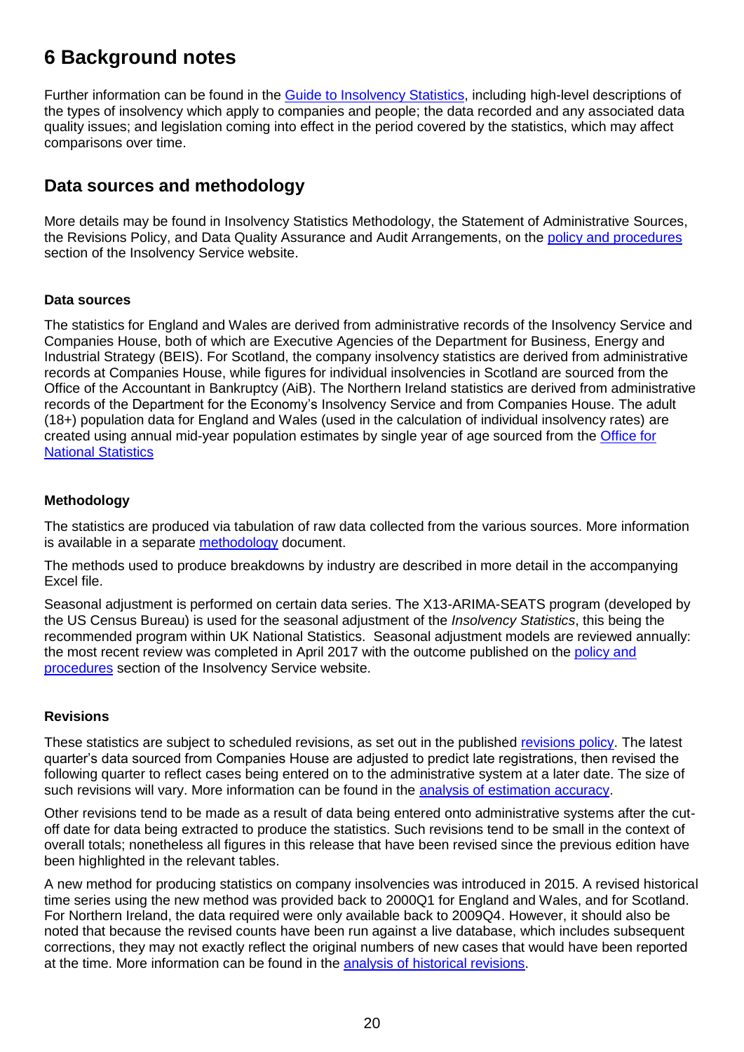# 6 Background notes

Further information can be found in the Guide to Insolvency Statistics, including high-level descriptions of the types of insolvency which apply to companies and people; the data recorded and any associated data quality issues; and legislation coming into effect in the period covered by the statistics, which may affect comparisons over time.

## Data sources and methodology

More details may be found in Insolvency Statistics Methodology, the Statement of Administrative Sources, the Revisions Policy, and Data Quality Assurance and Audit Arrangements, on the policy and procedures section of the Insolvency Service website.

### Data sources

The statistics for England and Wales are derived from administrative records of the Insolvency Service and Companies House, both of which are Executive Agencies of the Department for Business, Energy and Industrial Strategy (BEIS). For Scotland, the company insolvency statistics are derived from administrative records at Companies House, while figures for individual insolvencies in Scotland are sourced from the Office of the Accountant in Bankruptcy (AiB). The Northern Ireland statistics are derived from administrative records of the Department for the Economy's Insolvency Service and from Companies House. The adult (18+) population data for England and Wales (used in the calculation of individual insolvency rates) are created using annual mid-year population estimates by single year of age sourced from the Office for National Statistics

### Methodology

The statistics are produced via tabulation of raw data collected from the various sources. More information is available in a separate methodology document.

The methods used to produce breakdowns by industry are described in more detail in the accompanying Excel file.

Seasonal adjustment is performed on certain data series. The X13-ARIMA-SEATS program (developed by the US Census Bureau) is used for the seasonal adjustment of the *Insolvency Statistics*, this being the recommended program within UK National Statistics. Seasonal adjustment models are reviewed annually: the most recent review was completed in April 2017 with the outcome published on the policy and procedures section of the Insolvency Service website.

### Revisions

These statistics are subject to scheduled revisions, as set out in the published revisions policy. The latest quarter's data sourced from Companies House are adjusted to predict late registrations, then revised the following quarter to reflect cases being entered on to the administrative system at a later date. The size of such revisions will vary. More information can be found in the analysis of estimation accuracy.

Other revisions tend to be made as a result of data being entered onto administrative systems after the cut-off date for data being extracted to produce the statistics. Such revisions tend to be small in the context of overall totals; nonetheless all figures in this release that have been revised since the previous edition have been highlighted in the relevant tables.

A new method for producing statistics on company insolvencies was introduced in 2015. A revised historical time series using the new method was provided back to 2000Q1 for England and Wales, and for Scotland. For Northern Ireland, the data required were only available back to 2009Q4. However, it should also be noted that because the revised counts have been run against a live database, which includes subsequent corrections, they may not exactly reflect the original numbers of new cases that would have been reported at the time. More information can be found in the analysis of historical revisions.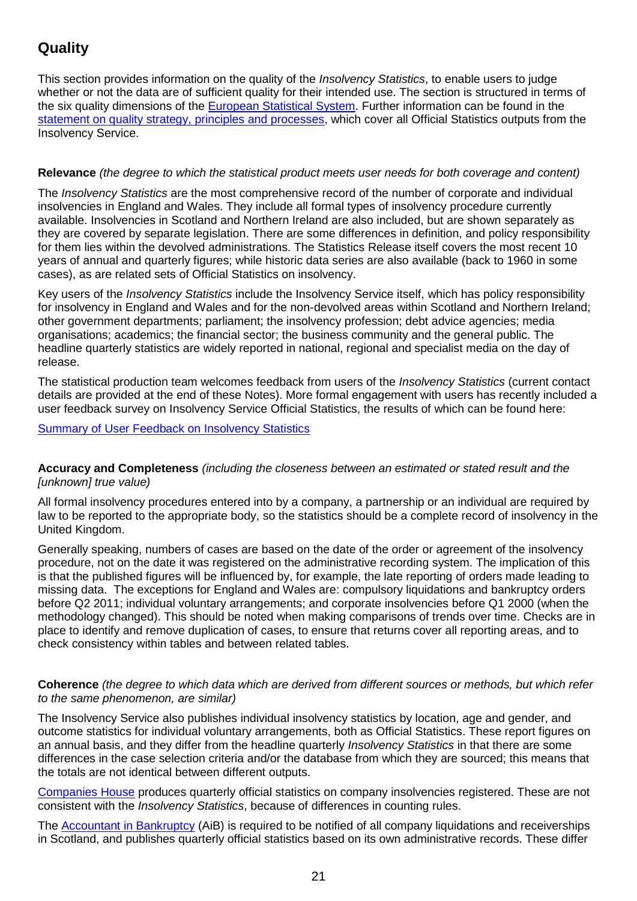## Quality

This section provides information on the quality of the *Insolvency Statistics*, to enable users to judge whether or not the data are of sufficient quality for their intended use. The section is structured in terms of the six quality dimensions of the [European Statistical System](). Further information can be found in the [statement on quality strategy, principles and processes](), which cover all Official Statistics outputs from the Insolvency Service.

**Relevance** *(the degree to which the statistical product meets user needs for both coverage and content)*

The *Insolvency Statistics* are the most comprehensive record of the number of corporate and individual insolvencies in England and Wales. They include all formal types of insolvency procedure currently available. Insolvencies in Scotland and Northern Ireland are also included, but are shown separately as they are covered by separate legislation. There are some differences in definition, and policy responsibility for them lies within the devolved administrations. The Statistics Release itself covers the most recent 10 years of annual and quarterly figures; while historic data series are also available (back to 1960 in some cases), as are related sets of Official Statistics on insolvency.

Key users of the *Insolvency Statistics* include the Insolvency Service itself, which has policy responsibility for insolvency in England and Wales and for the non-devolved areas within Scotland and Northern Ireland; other government departments; parliament; the insolvency profession; debt advice agencies; media organisations; academics; the financial sector; the business community and the general public. The headline quarterly statistics are widely reported in national, regional and specialist media on the day of release.

The statistical production team welcomes feedback from users of the *Insolvency Statistics* (current contact details are provided at the end of these Notes). More formal engagement with users has recently included a user feedback survey on Insolvency Service Official Statistics, the results of which can be found here:

[Summary of User Feedback on Insolvency Statistics]()

**Accuracy and Completeness** *(including the closeness between an estimated or stated result and the [unknown] true value)*

All formal insolvency procedures entered into by a company, a partnership or an individual are required by law to be reported to the appropriate body, so the statistics should be a complete record of insolvency in the United Kingdom.

Generally speaking, numbers of cases are based on the date of the order or agreement of the insolvency procedure, not on the date it was registered on the administrative recording system. The implication of this is that the published figures will be influenced by, for example, the late reporting of orders made leading to missing data. The exceptions for England and Wales are: compulsory liquidations and bankruptcy orders before Q2 2011; individual voluntary arrangements; and corporate insolvencies before Q1 2000 (when the methodology changed). This should be noted when making comparisons of trends over time. Checks are in place to identify and remove duplication of cases, to ensure that returns cover all reporting areas, and to check consistency within tables and between related tables.

**Coherence** *(the degree to which data which are derived from different sources or methods, but which refer to the same phenomenon, are similar)*

The Insolvency Service also publishes individual insolvency statistics by location, age and gender, and outcome statistics for individual voluntary arrangements, both as Official Statistics. These report figures on an annual basis, and they differ from the headline quarterly *Insolvency Statistics* in that there are some differences in the case selection criteria and/or the database from which they are sourced; this means that the totals are not identical between different outputs.

[Companies House]() produces quarterly official statistics on company insolvencies registered. These are not consistent with the *Insolvency Statistics*, because of differences in counting rules.

The [Accountant in Bankruptcy]() (AiB) is required to be notified of all company liquidations and receiverships in Scotland, and publishes quarterly official statistics based on its own administrative records. These differ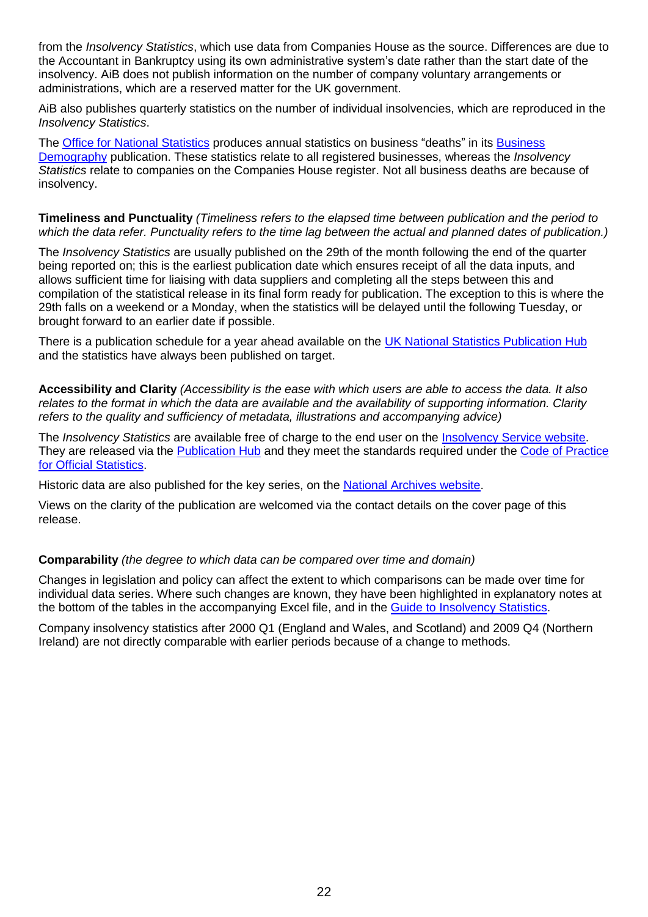from the *Insolvency Statistics*, which use data from Companies House as the source. Differences are due to the Accountant in Bankruptcy using its own administrative system's date rather than the start date of the insolvency. AiB does not publish information on the number of company voluntary arrangements or administrations, which are a reserved matter for the UK government.

AiB also publishes quarterly statistics on the number of individual insolvencies, which are reproduced in the *Insolvency Statistics*.

The Office for National Statistics produces annual statistics on business "deaths" in its Business Demography publication. These statistics relate to all registered businesses, whereas the *Insolvency Statistics* relate to companies on the Companies House register. Not all business deaths are because of insolvency.

**Timeliness and Punctuality** *(Timeliness refers to the elapsed time between publication and the period to which the data refer. Punctuality refers to the time lag between the actual and planned dates of publication.)*

The *Insolvency Statistics* are usually published on the 29th of the month following the end of the quarter being reported on; this is the earliest publication date which ensures receipt of all the data inputs, and allows sufficient time for liaising with data suppliers and completing all the steps between this and compilation of the statistical release in its final form ready for publication. The exception to this is where the 29th falls on a weekend or a Monday, when the statistics will be delayed until the following Tuesday, or brought forward to an earlier date if possible.

There is a publication schedule for a year ahead available on the UK National Statistics Publication Hub and the statistics have always been published on target.

**Accessibility and Clarity** *(Accessibility is the ease with which users are able to access the data. It also relates to the format in which the data are available and the availability of supporting information. Clarity refers to the quality and sufficiency of metadata, illustrations and accompanying advice)*

The *Insolvency Statistics* are available free of charge to the end user on the Insolvency Service website. They are released via the Publication Hub and they meet the standards required under the Code of Practice for Official Statistics.

Historic data are also published for the key series, on the National Archives website.

Views on the clarity of the publication are welcomed via the contact details on the cover page of this release.

**Comparability** *(the degree to which data can be compared over time and domain)*

Changes in legislation and policy can affect the extent to which comparisons can be made over time for individual data series. Where such changes are known, they have been highlighted in explanatory notes at the bottom of the tables in the accompanying Excel file, and in the Guide to Insolvency Statistics.

Company insolvency statistics after 2000 Q1 (England and Wales, and Scotland) and 2009 Q4 (Northern Ireland) are not directly comparable with earlier periods because of a change to methods.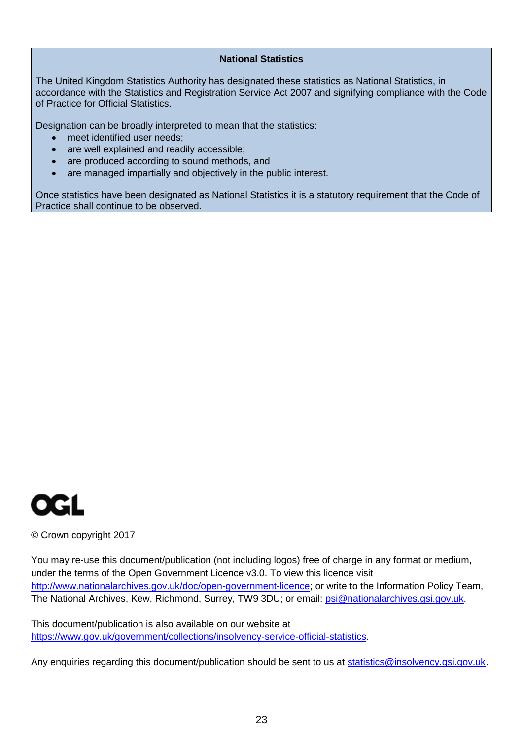**National Statistics**

The United Kingdom Statistics Authority has designated these statistics as National Statistics, in accordance with the Statistics and Registration Service Act 2007 and signifying compliance with the Code of Practice for Official Statistics.

Designation can be broadly interpreted to mean that the statistics:

- meet identified user needs;
- are well explained and readily accessible;
- are produced according to sound methods, and
- are managed impartially and objectively in the public interest.

Once statistics have been designated as National Statistics it is a statutory requirement that the Code of Practice shall continue to be observed.

OGL

© Crown copyright 2017

You may re-use this document/publication (not including logos) free of charge in any format or medium, under the terms of the Open Government Licence v3.0. To view this licence visit http://www.nationalarchives.gov.uk/doc/open-government-licence; or write to the Information Policy Team, The National Archives, Kew, Richmond, Surrey, TW9 3DU; or email: psi@nationalarchives.gsi.gov.uk.

This document/publication is also available on our website at https://www.gov.uk/government/collections/insolvency-service-official-statistics.

Any enquiries regarding this document/publication should be sent to us at statistics@insolvency.gsi.gov.uk.